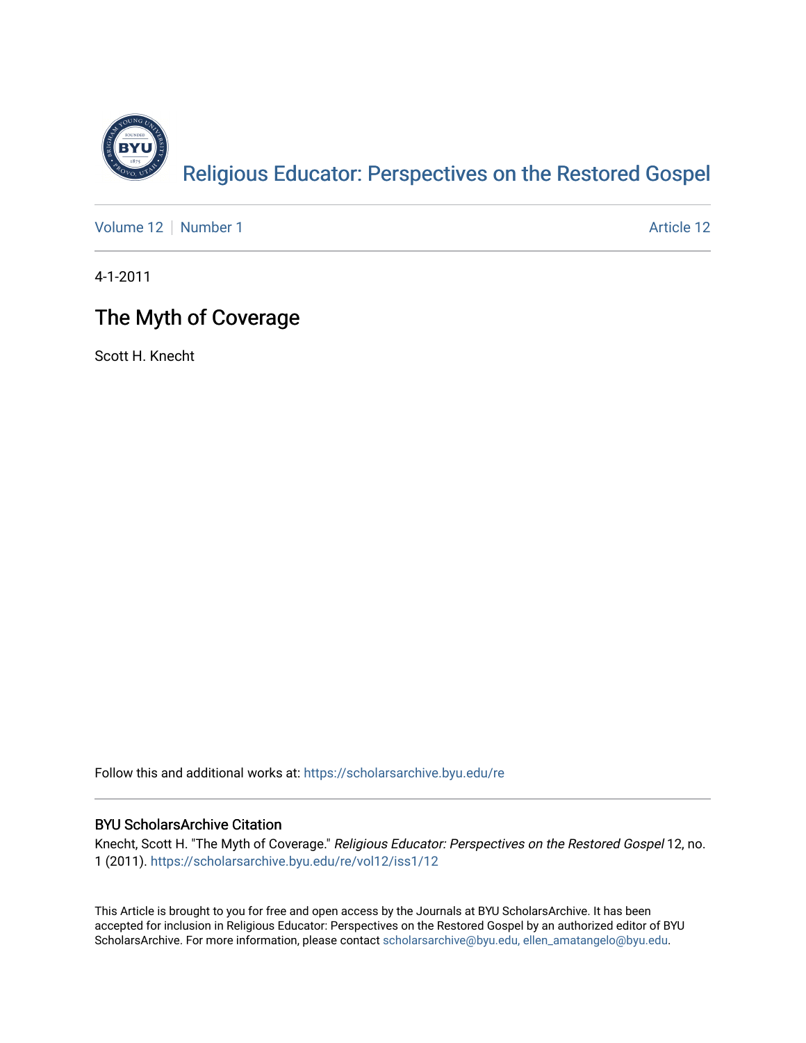[Religious Educator: Perspectives on the Restored Gospel](https://scholarsarchive.byu.edu/re)

Volume 12 | Number 1 | Article 12

4-1-2011

# The Myth of Coverage

Scott H. Knecht

Follow this and additional works at: https://scholarsarchive.byu.edu/re

## BYU ScholarsArchive Citation

Knecht, Scott H. "The Myth of Coverage." *Religious Educator: Perspectives on the Restored Gospel* 12, no. 1 (2011). https://scholarsarchive.byu.edu/re/vol12/iss1/12

This Article is brought to you for free and open access by the Journals at BYU ScholarsArchive. It has been accepted for inclusion in Religious Educator: Perspectives on the Restored Gospel by an authorized editor of BYU ScholarsArchive. For more information, please contact scholarsarchive@byu.edu, ellen_amatangelo@byu.edu.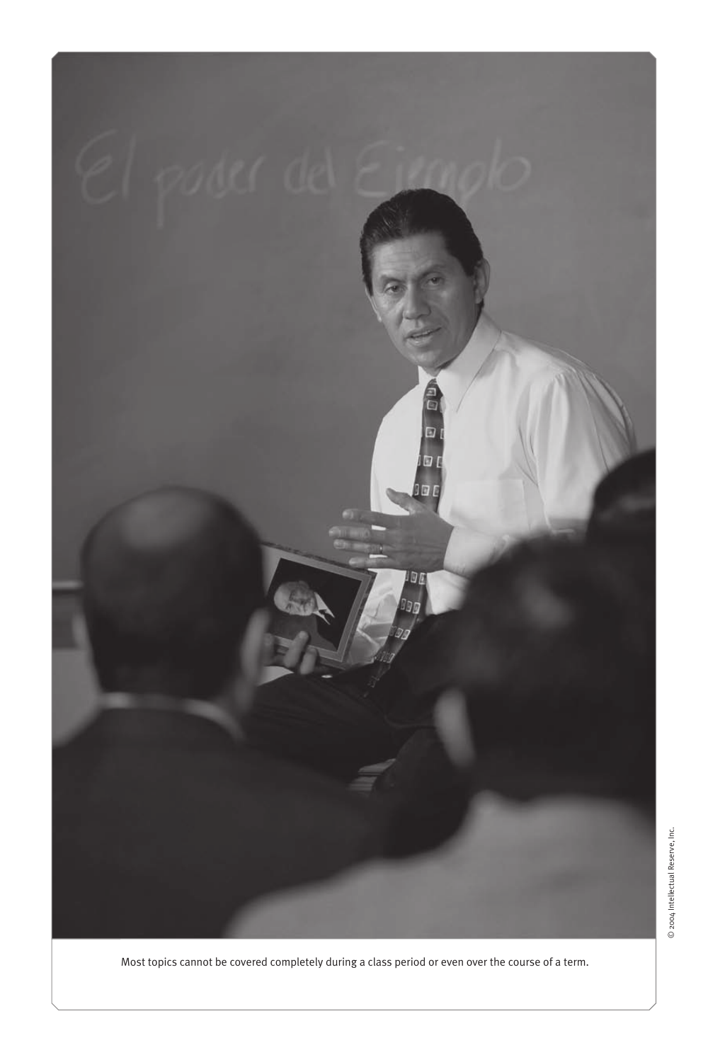Most topics cannot be covered completely during a class period or even over the course of a term.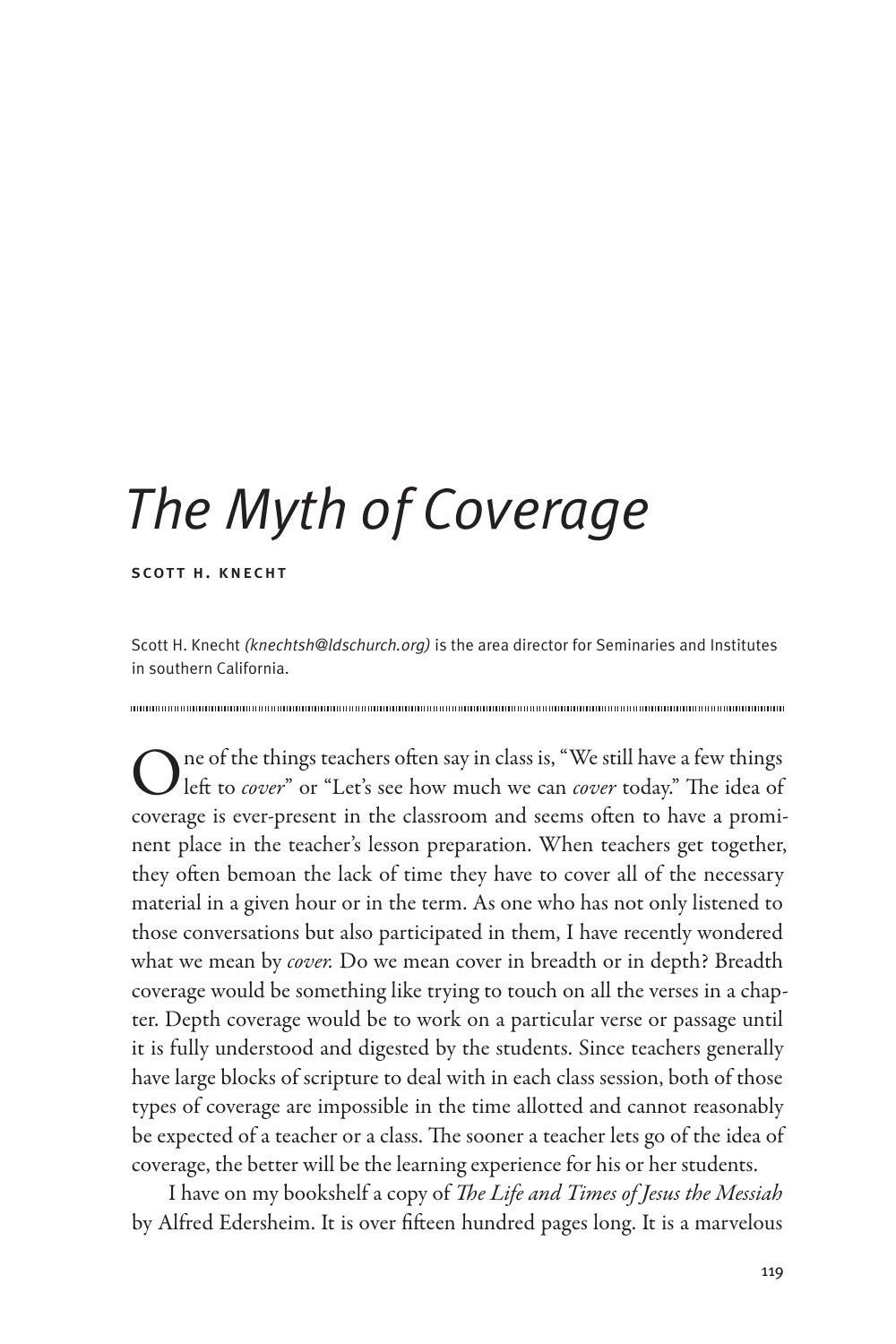# *The Myth of Coverage*

**SCOTT H. KNECHT**

Scott H. Knecht *(knechtsh@ldschurch.org)* is the area director for Seminaries and Institutes in southern California.

---

One of the things teachers often say in class is, "We still have a few things left to *cover*" or "Let's see how much we can *cover* today." The idea of coverage is ever-present in the classroom and seems often to have a prominent place in the teacher's lesson preparation. When teachers get together, they often bemoan the lack of time they have to cover all of the necessary material in a given hour or in the term. As one who has not only listened to those conversations but also participated in them, I have recently wondered what we mean by *cover.* Do we mean cover in breadth or in depth? Breadth coverage would be something like trying to touch on all the verses in a chapter. Depth coverage would be to work on a particular verse or passage until it is fully understood and digested by the students. Since teachers generally have large blocks of scripture to deal with in each class session, both of those types of coverage are impossible in the time allotted and cannot reasonably be expected of a teacher or a class. The sooner a teacher lets go of the idea of coverage, the better will be the learning experience for his or her students.

I have on my bookshelf a copy of *The Life and Times of Jesus the Messiah* by Alfred Edersheim. It is over fifteen hundred pages long. It is a marvelous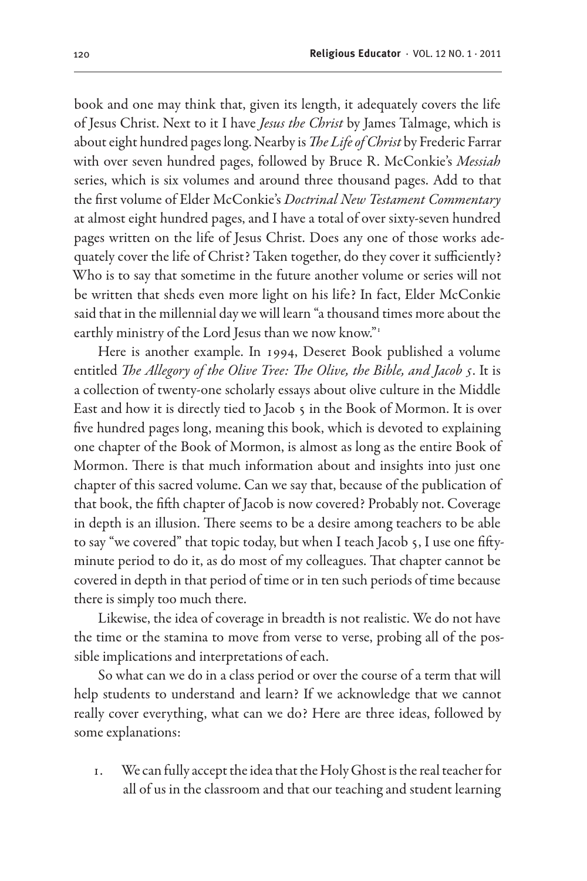book and one may think that, given its length, it adequately covers the life of Jesus Christ. Next to it I have *Jesus the Christ* by James Talmage, which is about eight hundred pages long. Nearby is *The Life of Christ* by Frederic Farrar with over seven hundred pages, followed by Bruce R. McConkie's *Messiah* series, which is six volumes and around three thousand pages. Add to that the first volume of Elder McConkie's *Doctrinal New Testament Commentary* at almost eight hundred pages, and I have a total of over sixty-seven hundred pages written on the life of Jesus Christ. Does any one of those works adequately cover the life of Christ? Taken together, do they cover it sufficiently? Who is to say that sometime in the future another volume or series will not be written that sheds even more light on his life? In fact, Elder McConkie said that in the millennial day we will learn "a thousand times more about the earthly ministry of the Lord Jesus than we now know."[1]

Here is another example. In 1994, Deseret Book published a volume entitled *The Allegory of the Olive Tree: The Olive, the Bible, and Jacob 5*. It is a collection of twenty-one scholarly essays about olive culture in the Middle East and how it is directly tied to Jacob 5 in the Book of Mormon. It is over five hundred pages long, meaning this book, which is devoted to explaining one chapter of the Book of Mormon, is almost as long as the entire Book of Mormon. There is that much information about and insights into just one chapter of this sacred volume. Can we say that, because of the publication of that book, the fifth chapter of Jacob is now covered? Probably not. Coverage in depth is an illusion. There seems to be a desire among teachers to be able to say "we covered" that topic today, but when I teach Jacob 5, I use one fifty-minute period to do it, as do most of my colleagues. That chapter cannot be covered in depth in that period of time or in ten such periods of time because there is simply too much there.

Likewise, the idea of coverage in breadth is not realistic. We do not have the time or the stamina to move from verse to verse, probing all of the possible implications and interpretations of each.

So what can we do in a class period or over the course of a term that will help students to understand and learn? If we acknowledge that we cannot really cover everything, what can we do? Here are three ideas, followed by some explanations:

1. We can fully accept the idea that the Holy Ghost is the real teacher for all of us in the classroom and that our teaching and student learning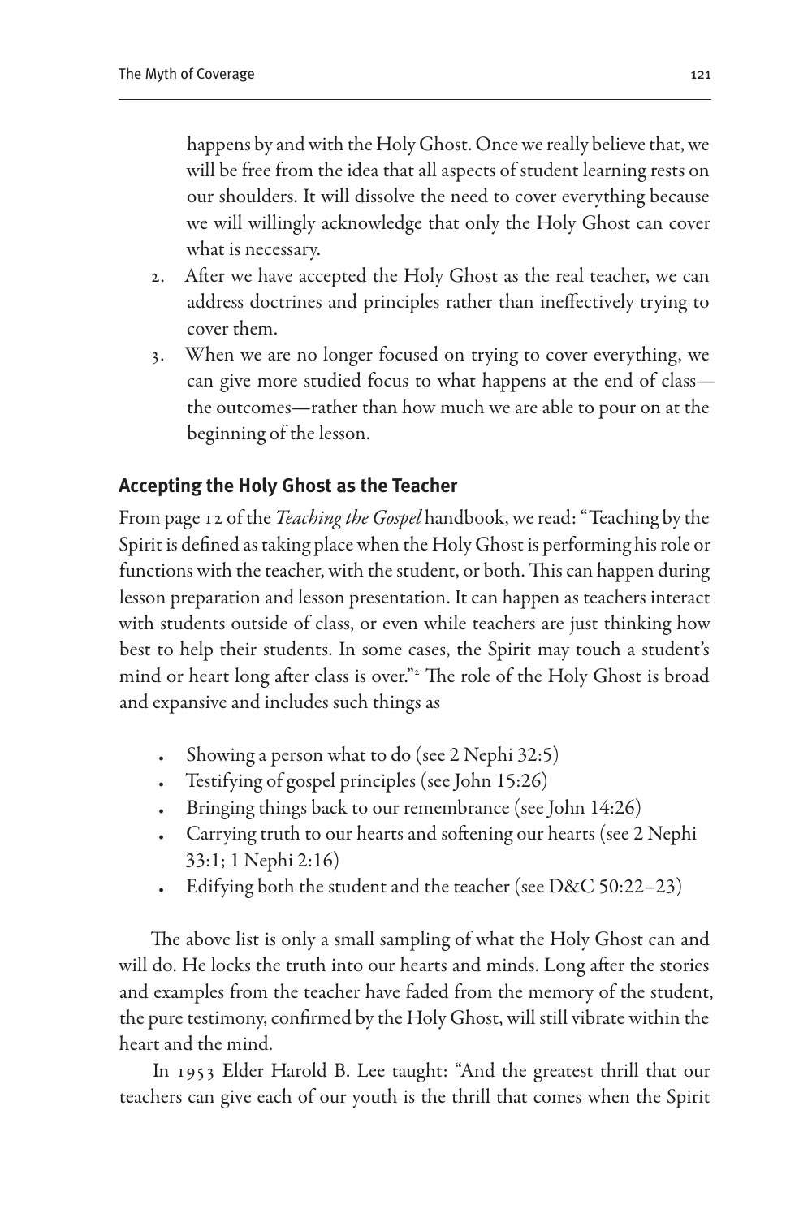happens by and with the Holy Ghost. Once we really believe that, we will be free from the idea that all aspects of student learning rests on our shoulders. It will dissolve the need to cover everything because we will willingly acknowledge that only the Holy Ghost can cover what is necessary.

2. After we have accepted the Holy Ghost as the real teacher, we can address doctrines and principles rather than ineffectively trying to cover them.
3. When we are no longer focused on trying to cover everything, we can give more studied focus to what happens at the end of class—the outcomes—rather than how much we are able to pour on at the beginning of the lesson.

### Accepting the Holy Ghost as the Teacher

From page 12 of the *Teaching the Gospel* handbook, we read: "Teaching by the Spirit is defined as taking place when the Holy Ghost is performing his role or functions with the teacher, with the student, or both. This can happen during lesson preparation and lesson presentation. It can happen as teachers interact with students outside of class, or even while teachers are just thinking how best to help their students. In some cases, the Spirit may touch a student's mind or heart long after class is over."[2] The role of the Holy Ghost is broad and expansive and includes such things as

- Showing a person what to do (see 2 Nephi 32:5)
- Testifying of gospel principles (see John 15:26)
- Bringing things back to our remembrance (see John 14:26)
- Carrying truth to our hearts and softening our hearts (see 2 Nephi 33:1; 1 Nephi 2:16)
- Edifying both the student and the teacher (see D&C 50:22–23)

The above list is only a small sampling of what the Holy Ghost can and will do. He locks the truth into our hearts and minds. Long after the stories and examples from the teacher have faded from the memory of the student, the pure testimony, confirmed by the Holy Ghost, will still vibrate within the heart and the mind.

In 1953 Elder Harold B. Lee taught: "And the greatest thrill that our teachers can give each of our youth is the thrill that comes when the Spirit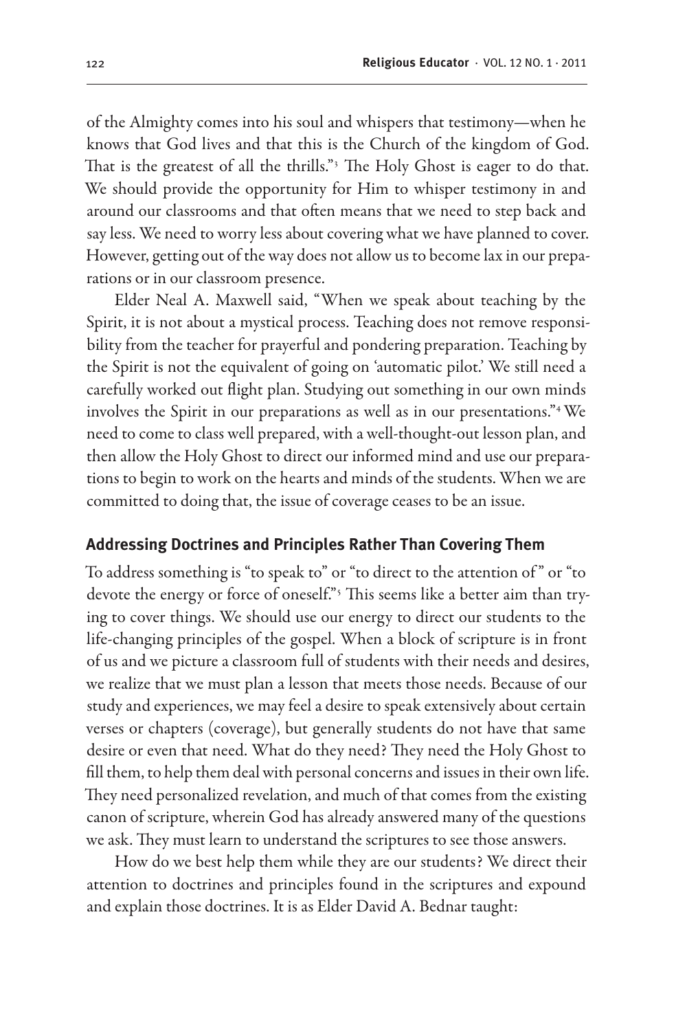of the Almighty comes into his soul and whispers that testimony—when he knows that God lives and that this is the Church of the kingdom of God. That is the greatest of all the thrills."[3] The Holy Ghost is eager to do that. We should provide the opportunity for Him to whisper testimony in and around our classrooms and that often means that we need to step back and say less. We need to worry less about covering what we have planned to cover. However, getting out of the way does not allow us to become lax in our preparations or in our classroom presence.

Elder Neal A. Maxwell said, "When we speak about teaching by the Spirit, it is not about a mystical process. Teaching does not remove responsibility from the teacher for prayerful and pondering preparation. Teaching by the Spirit is not the equivalent of going on 'automatic pilot.' We still need a carefully worked out flight plan. Studying out something in our own minds involves the Spirit in our preparations as well as in our presentations."[4] We need to come to class well prepared, with a well-thought-out lesson plan, and then allow the Holy Ghost to direct our informed mind and use our preparations to begin to work on the hearts and minds of the students. When we are committed to doing that, the issue of coverage ceases to be an issue.

## Addressing Doctrines and Principles Rather Than Covering Them

To address something is "to speak to" or "to direct to the attention of" or "to devote the energy or force of oneself."[5] This seems like a better aim than trying to cover things. We should use our energy to direct our students to the life-changing principles of the gospel. When a block of scripture is in front of us and we picture a classroom full of students with their needs and desires, we realize that we must plan a lesson that meets those needs. Because of our study and experiences, we may feel a desire to speak extensively about certain verses or chapters (coverage), but generally students do not have that same desire or even that need. What do they need? They need the Holy Ghost to fill them, to help them deal with personal concerns and issues in their own life. They need personalized revelation, and much of that comes from the existing canon of scripture, wherein God has already answered many of the questions we ask. They must learn to understand the scriptures to see those answers.

How do we best help them while they are our students? We direct their attention to doctrines and principles found in the scriptures and expound and explain those doctrines. It is as Elder David A. Bednar taught: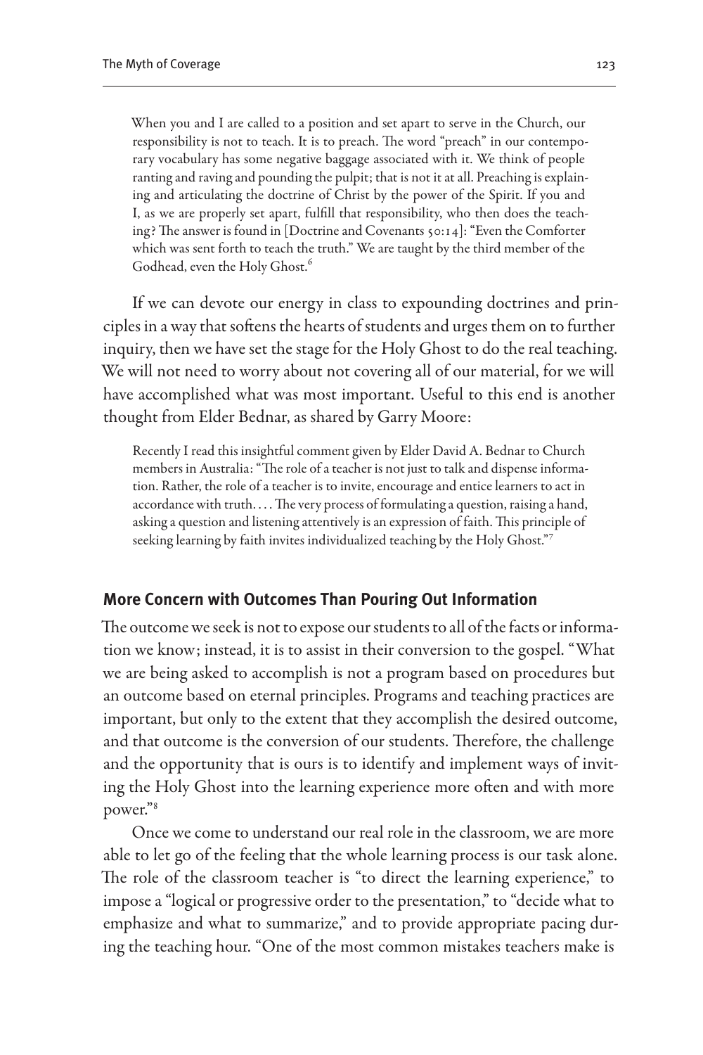> When you and I are called to a position and set apart to serve in the Church, our responsibility is not to teach. It is to preach. The word "preach" in our contemporary vocabulary has some negative baggage associated with it. We think of people ranting and raving and pounding the pulpit; that is not it at all. Preaching is explaining and articulating the doctrine of Christ by the power of the Spirit. If you and I, as we are properly set apart, fulfill that responsibility, who then does the teaching? The answer is found in [Doctrine and Covenants 50:14]: "Even the Comforter which was sent forth to teach the truth." We are taught by the third member of the Godhead, even the Holy Ghost.[6]

If we can devote our energy in class to expounding doctrines and principles in a way that softens the hearts of students and urges them on to further inquiry, then we have set the stage for the Holy Ghost to do the real teaching. We will not need to worry about not covering all of our material, for we will have accomplished what was most important. Useful to this end is another thought from Elder Bednar, as shared by Garry Moore:

> Recently I read this insightful comment given by Elder David A. Bednar to Church members in Australia: "The role of a teacher is not just to talk and dispense information. Rather, the role of a teacher is to invite, encourage and entice learners to act in accordance with truth. . . . The very process of formulating a question, raising a hand, asking a question and listening attentively is an expression of faith. This principle of seeking learning by faith invites individualized teaching by the Holy Ghost."[7]

### More Concern with Outcomes Than Pouring Out Information

The outcome we seek is not to expose our students to all of the facts or information we know; instead, it is to assist in their conversion to the gospel. "What we are being asked to accomplish is not a program based on procedures but an outcome based on eternal principles. Programs and teaching practices are important, but only to the extent that they accomplish the desired outcome, and that outcome is the conversion of our students. Therefore, the challenge and the opportunity that is ours is to identify and implement ways of inviting the Holy Ghost into the learning experience more often and with more power."[8]

Once we come to understand our real role in the classroom, we are more able to let go of the feeling that the whole learning process is our task alone. The role of the classroom teacher is "to direct the learning experience," to impose a "logical or progressive order to the presentation," to "decide what to emphasize and what to summarize," and to provide appropriate pacing during the teaching hour. "One of the most common mistakes teachers make is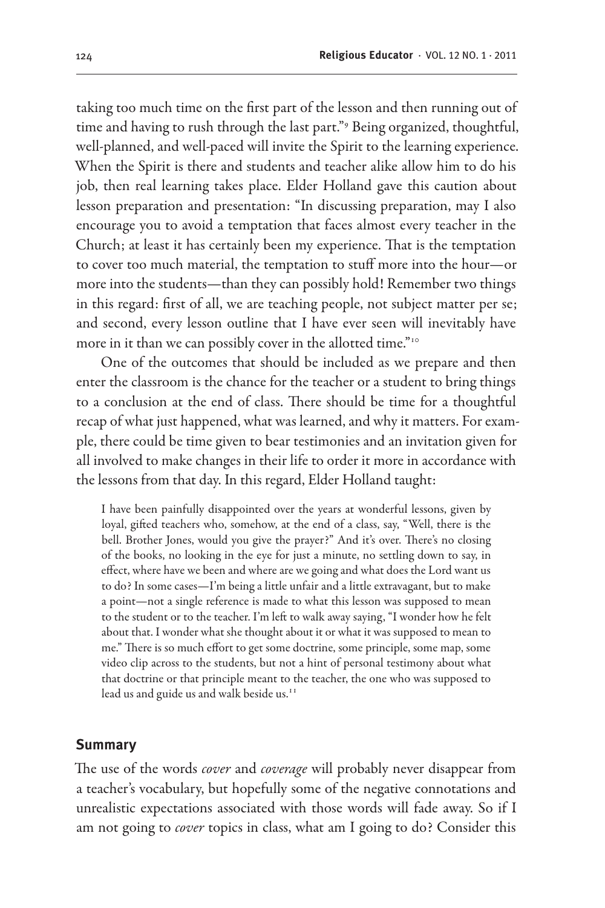taking too much time on the first part of the lesson and then running out of time and having to rush through the last part."[9] Being organized, thoughtful, well-planned, and well-paced will invite the Spirit to the learning experience. When the Spirit is there and students and teacher alike allow him to do his job, then real learning takes place. Elder Holland gave this caution about lesson preparation and presentation: "In discussing preparation, may I also encourage you to avoid a temptation that faces almost every teacher in the Church; at least it has certainly been my experience. That is the temptation to cover too much material, the temptation to stuff more into the hour—or more into the students—than they can possibly hold! Remember two things in this regard: first of all, we are teaching people, not subject matter per se; and second, every lesson outline that I have ever seen will inevitably have more in it than we can possibly cover in the allotted time."[10]

One of the outcomes that should be included as we prepare and then enter the classroom is the chance for the teacher or a student to bring things to a conclusion at the end of class. There should be time for a thoughtful recap of what just happened, what was learned, and why it matters. For example, there could be time given to bear testimonies and an invitation given for all involved to make changes in their life to order it more in accordance with the lessons from that day. In this regard, Elder Holland taught:

> I have been painfully disappointed over the years at wonderful lessons, given by loyal, gifted teachers who, somehow, at the end of a class, say, "Well, there is the bell. Brother Jones, would you give the prayer?" And it's over. There's no closing of the books, no looking in the eye for just a minute, no settling down to say, in effect, where have we been and where are we going and what does the Lord want us to do? In some cases—I'm being a little unfair and a little extravagant, but to make a point—not a single reference is made to what this lesson was supposed to mean to the student or to the teacher. I'm left to walk away saying, "I wonder how he felt about that. I wonder what she thought about it or what it was supposed to mean to me." There is so much effort to get some doctrine, some principle, some map, some video clip across to the students, but not a hint of personal testimony about what that doctrine or that principle meant to the teacher, the one who was supposed to lead us and guide us and walk beside us.[11]

## Summary

The use of the words *cover* and *coverage* will probably never disappear from a teacher's vocabulary, but hopefully some of the negative connotations and unrealistic expectations associated with those words will fade away. So if I am not going to *cover* topics in class, what am I going to do? Consider this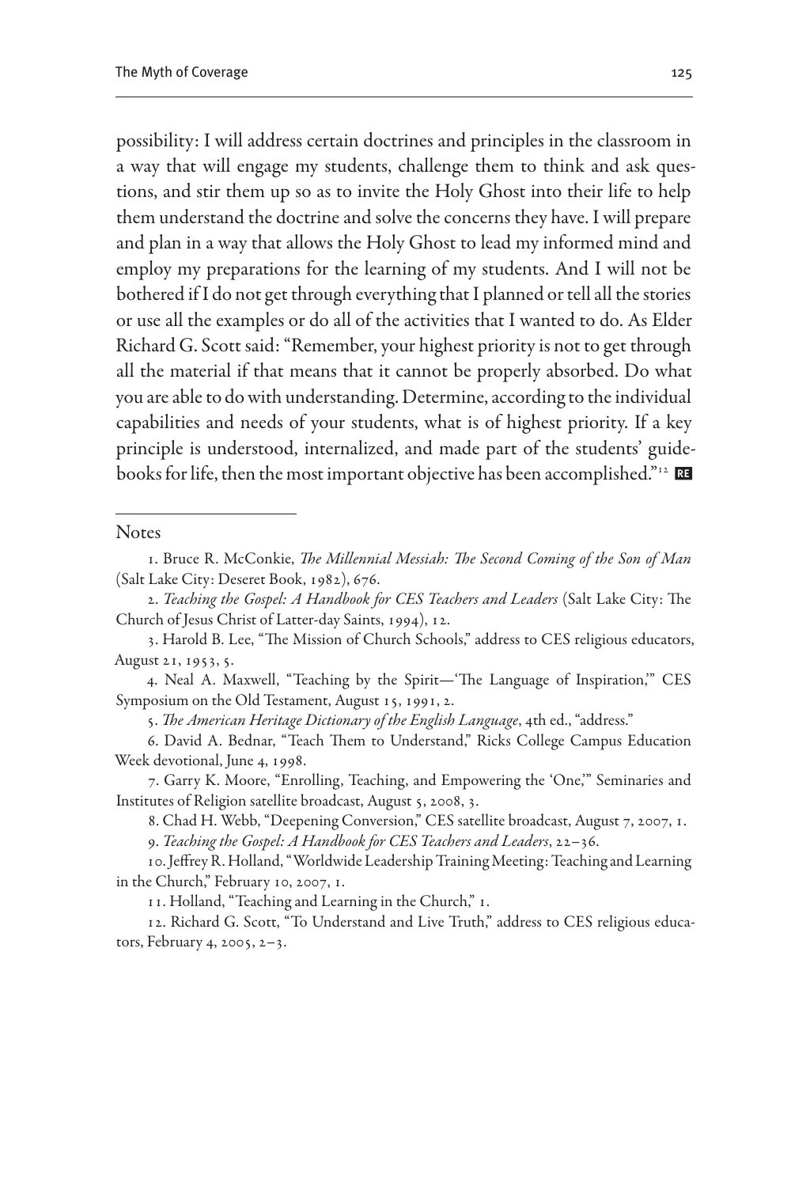possibility: I will address certain doctrines and principles in the classroom in a way that will engage my students, challenge them to think and ask questions, and stir them up so as to invite the Holy Ghost into their life to help them understand the doctrine and solve the concerns they have. I will prepare and plan in a way that allows the Holy Ghost to lead my informed mind and employ my preparations for the learning of my students. And I will not be bothered if I do not get through everything that I planned or tell all the stories or use all the examples or do all of the activities that I wanted to do. As Elder Richard G. Scott said: "Remember, your highest priority is not to get through all the material if that means that it cannot be properly absorbed. Do what you are able to do with understanding. Determine, according to the individual capabilities and needs of your students, what is of highest priority. If a key principle is understood, internalized, and made part of the students' guidebooks for life, then the most important objective has been accomplished."[12] **RE**

Notes

1. Bruce R. McConkie, *The Millennial Messiah: The Second Coming of the Son of Man* (Salt Lake City: Deseret Book, 1982), 676.

2. *Teaching the Gospel: A Handbook for CES Teachers and Leaders* (Salt Lake City: The Church of Jesus Christ of Latter-day Saints, 1994), 12.

3. Harold B. Lee, "The Mission of Church Schools," address to CES religious educators, August 21, 1953, 5.

4. Neal A. Maxwell, "Teaching by the Spirit—'The Language of Inspiration,'" CES Symposium on the Old Testament, August 15, 1991, 2.

5. *The American Heritage Dictionary of the English Language*, 4th ed., "address."

6. David A. Bednar, "Teach Them to Understand," Ricks College Campus Education Week devotional, June 4, 1998.

7. Garry K. Moore, "Enrolling, Teaching, and Empowering the 'One,'" Seminaries and Institutes of Religion satellite broadcast, August 5, 2008, 3.

8. Chad H. Webb, "Deepening Conversion," CES satellite broadcast, August 7, 2007, 1.

9. *Teaching the Gospel: A Handbook for CES Teachers and Leaders*, 22–36.

10. Jeffrey R. Holland, "Worldwide Leadership Training Meeting: Teaching and Learning in the Church," February 10, 2007, 1.

11. Holland, "Teaching and Learning in the Church," 1.

12. Richard G. Scott, "To Understand and Live Truth," address to CES religious educators, February 4, 2005, 2–3.